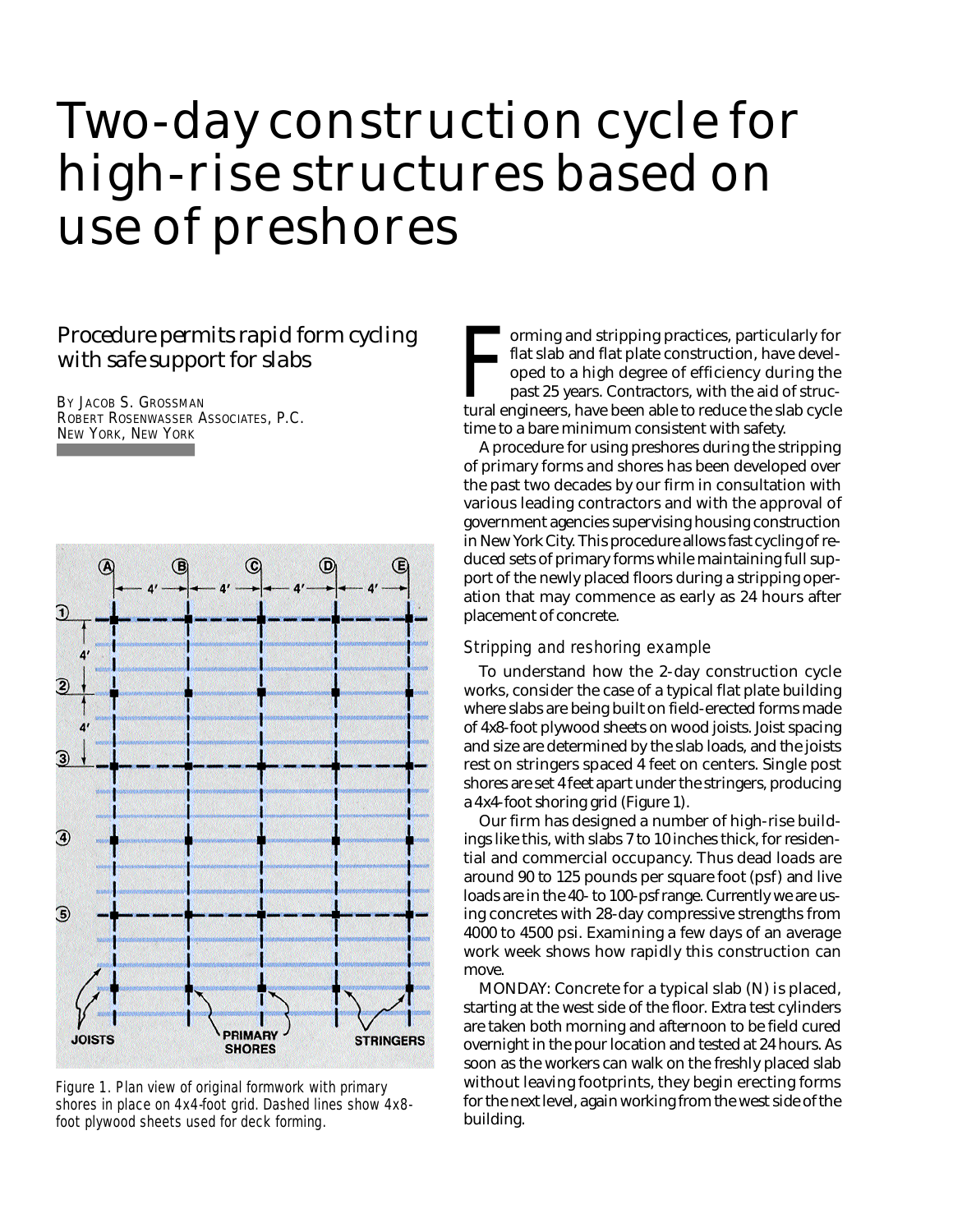# Two-day construction cycle for high-rise structures based on use of preshores

## *Procedure permits rapid form cycling with safe support for slabs*

BY JACOB S. GROSSMAN
ROBERT ROSENWASSER ASSOCIATES, P.C.
NEW YORK, NEW YORK

Figure 1. Plan view of original formwork with primary shores in place on 4x4-foot grid. Dashed lines show 4x8-foot plywood sheets used for deck forming.

Forming and stripping practices, particularly for flat slab and flat plate construction, have developed to a high degree of efficiency during the past 25 years. Contractors, with the aid of structural engineers, have been able to reduce the slab cycle time to a bare minimum consistent with safety.

A procedure for using preshores during the stripping of primary forms and shores has been developed over the past two decades by our firm in consultation with various leading contractors and with the approval of government agencies supervising housing construction in New York City. This procedure allows fast cycling of reduced sets of primary forms while maintaining full support of the newly placed floors during a stripping operation that may commence as early as 24 hours after placement of concrete.

### Stripping and reshoring example

To understand how the 2-day construction cycle works, consider the case of a typical flat plate building where slabs are being built on field-erected forms made of 4x8-foot plywood sheets on wood joists. Joist spacing and size are determined by the slab loads, and the joists rest on stringers spaced 4 feet on centers. Single post shores are set 4 feet apart under the stringers, producing a 4x4-foot shoring grid (Figure 1).

Our firm has designed a number of high-rise buildings like this, with slabs 7 to 10 inches thick, for residential and commercial occupancy. Thus dead loads are around 90 to 125 pounds per square foot (psf) and live loads are in the 40- to 100-psf range. Currently we are using concretes with 28-day compressive strengths from 4000 to 4500 psi. Examining a few days of an average work week shows how rapidly this construction can move.

MONDAY: Concrete for a typical slab (N) is placed, starting at the west side of the floor. Extra test cylinders are taken both morning and afternoon to be field cured overnight in the pour location and tested at 24 hours. As soon as the workers can walk on the freshly placed slab without leaving footprints, they begin erecting forms for the next level, again working from the west side of the building.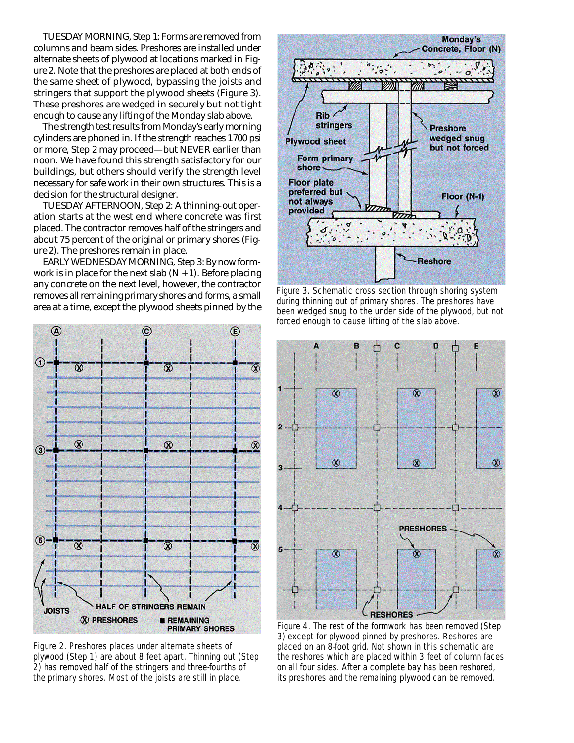TUESDAY MORNING, Step 1: Forms are removed from columns and beam sides. Preshores are installed under alternate sheets of plywood at locations marked in Figure 2. Note that the preshores are placed at both ends of the same sheet of plywood, bypassing the joists and stringers that support the plywood sheets (Figure 3). These preshores are wedged in securely but not tight enough to cause any lifting of the Monday slab above.

The strength test results from Monday's early morning cylinders are phoned in. If the strength reaches 1700 psi or more, Step 2 may proceed—but NEVER earlier than noon. We have found this strength satisfactory for our buildings, but others should verify the strength level necessary for safe work in their own structures. This is a decision for the structural designer.

TUESDAY AFTERNOON, Step 2: A thinning-out operation starts at the west end where concrete was first placed. The contractor removes half of the stringers and about 75 percent of the original or primary shores (Figure 2). The preshores remain in place.

EARLY WEDNESDAY MORNING, Step 3: By now formwork is in place for the next slab (N + 1). Before placing any concrete on the next level, however, the contractor removes all remaining primary shores and forms, a small area at a time, except the plywood sheets pinned by the

Figure 2. Preshores places under alternate sheets of plywood (Step 1) are about 8 feet apart. Thinning out (Step 2) has removed half of the stringers and three-fourths of the primary shores. Most of the joists are still in place.

Figure 3. Schematic cross section through shoring system during thinning out of primary shores. The preshores have been wedged snug to the under side of the plywood, but not forced enough to cause lifting of the slab above.

Figure 4. The rest of the formwork has been removed (Step 3) except for plywood pinned by preshores. Reshores are placed on an 8-foot grid. Not shown in this schematic are the reshores which are placed within 3 feet of column faces on all four sides. After a complete bay has been reshored, its preshores and the remaining plywood can be removed.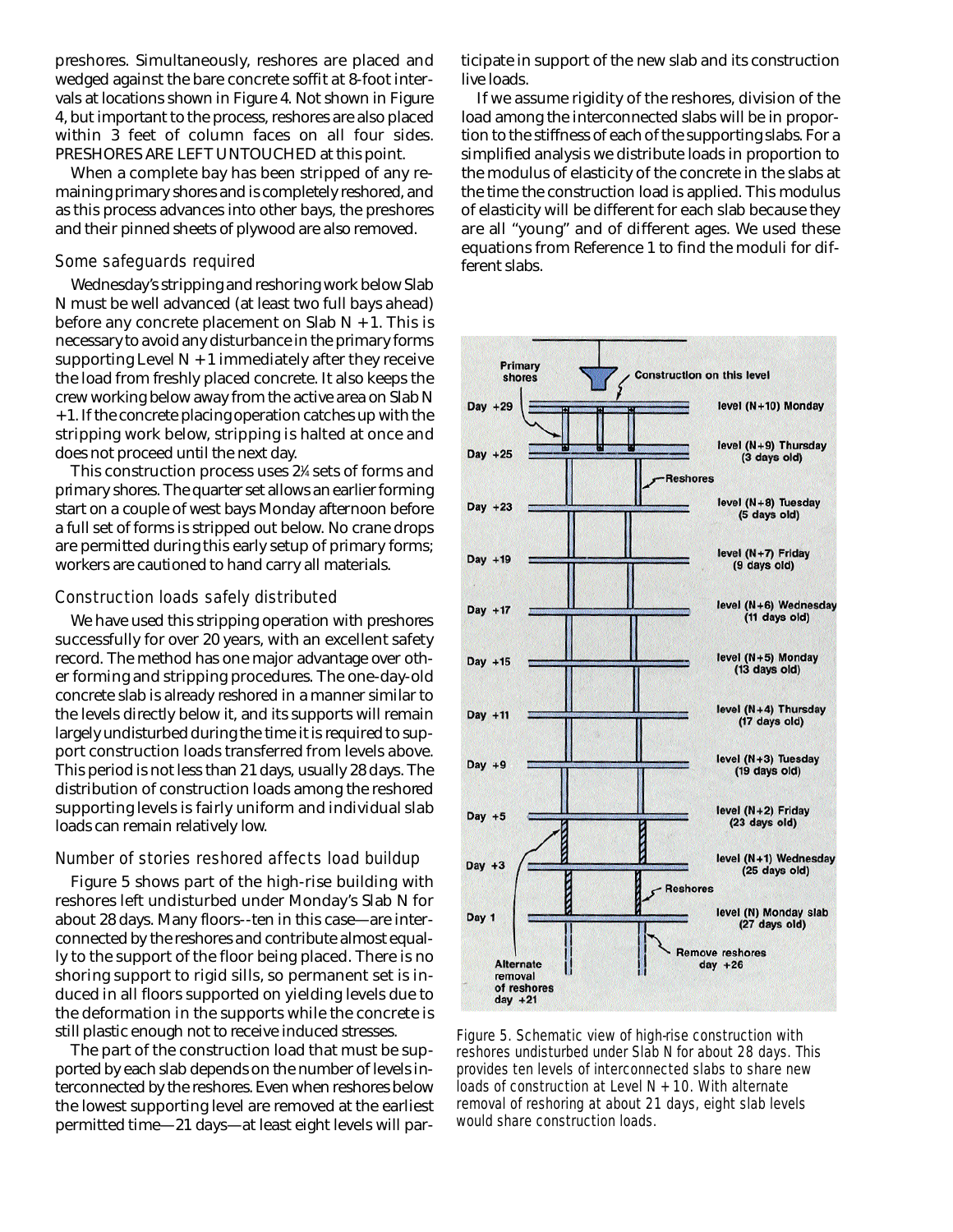preshores. Simultaneously, reshores are placed and wedged against the bare concrete soffit at 8-foot intervals at locations shown in Figure 4. Not shown in Figure 4, but important to the process, reshores are also placed within 3 feet of column faces on all four sides. PRESHORES ARE LEFT UNTOUCHED at this point.

When a complete bay has been stripped of any remaining primary shores and is completely reshored, and as this process advances into other bays, the preshores and their pinned sheets of plywood are also removed.

### Some safeguards required

Wednesday's stripping and reshoring work below Slab N must be well advanced (at least two full bays ahead) before any concrete placement on Slab N + 1. This is necessary to avoid any disturbance in the primary forms supporting Level N + 1 immediately after they receive the load from freshly placed concrete. It also keeps the crew working below away from the active area on Slab N + 1. If the concrete placing operation catches up with the stripping work below, stripping is halted at once and does not proceed until the next day.

This construction process uses 2¼ sets of forms and primary shores. The quarter set allows an earlier forming start on a couple of west bays Monday afternoon before a full set of forms is stripped out below. No crane drops are permitted during this early setup of primary forms; workers are cautioned to hand carry all materials.

### Construction loads safely distributed

We have used this stripping operation with preshores successfully for over 20 years, with an excellent safety record. The method has one major advantage over other forming and stripping procedures. The one-day-old concrete slab is already reshored in a manner similar to the levels directly below it, and its supports will remain largely undisturbed during the time it is required to support construction loads transferred from levels above. This period is not less than 21 days, usually 28 days. The distribution of construction loads among the reshored supporting levels is fairly uniform and individual slab loads can remain relatively low.

### Number of stories reshored affects load buildup

Figure 5 shows part of the high-rise building with reshores left undisturbed under Monday's Slab N for about 28 days. Many floors--ten in this case—are interconnected by the reshores and contribute almost equally to the support of the floor being placed. There is no shoring support to rigid sills, so permanent set is induced in all floors supported on yielding levels due to the deformation in the supports while the concrete is still plastic enough not to receive induced stresses.

The part of the construction load that must be supported by each slab depends on the number of levels interconnected by the reshores. Even when reshores below the lowest supporting level are removed at the earliest permitted time—21 days—at least eight levels will participate in support of the new slab and its construction live loads.

If we assume rigidity of the reshores, division of the load among the interconnected slabs will be in proportion to the stiffness of each of the supporting slabs. For a simplified analysis we distribute loads in proportion to the modulus of elasticity of the concrete in the slabs at the time the construction load is applied. This modulus of elasticity will be different for each slab because they are all "young" and of different ages. We used these equations from Reference 1 to find the moduli for different slabs.

Figure 5. Schematic view of high-rise construction with reshores undisturbed under Slab N for about 28 days. This provides ten levels of interconnected slabs to share new loads of construction at Level N + 10. With alternate removal of reshoring at about 21 days, eight slab levels would share construction loads.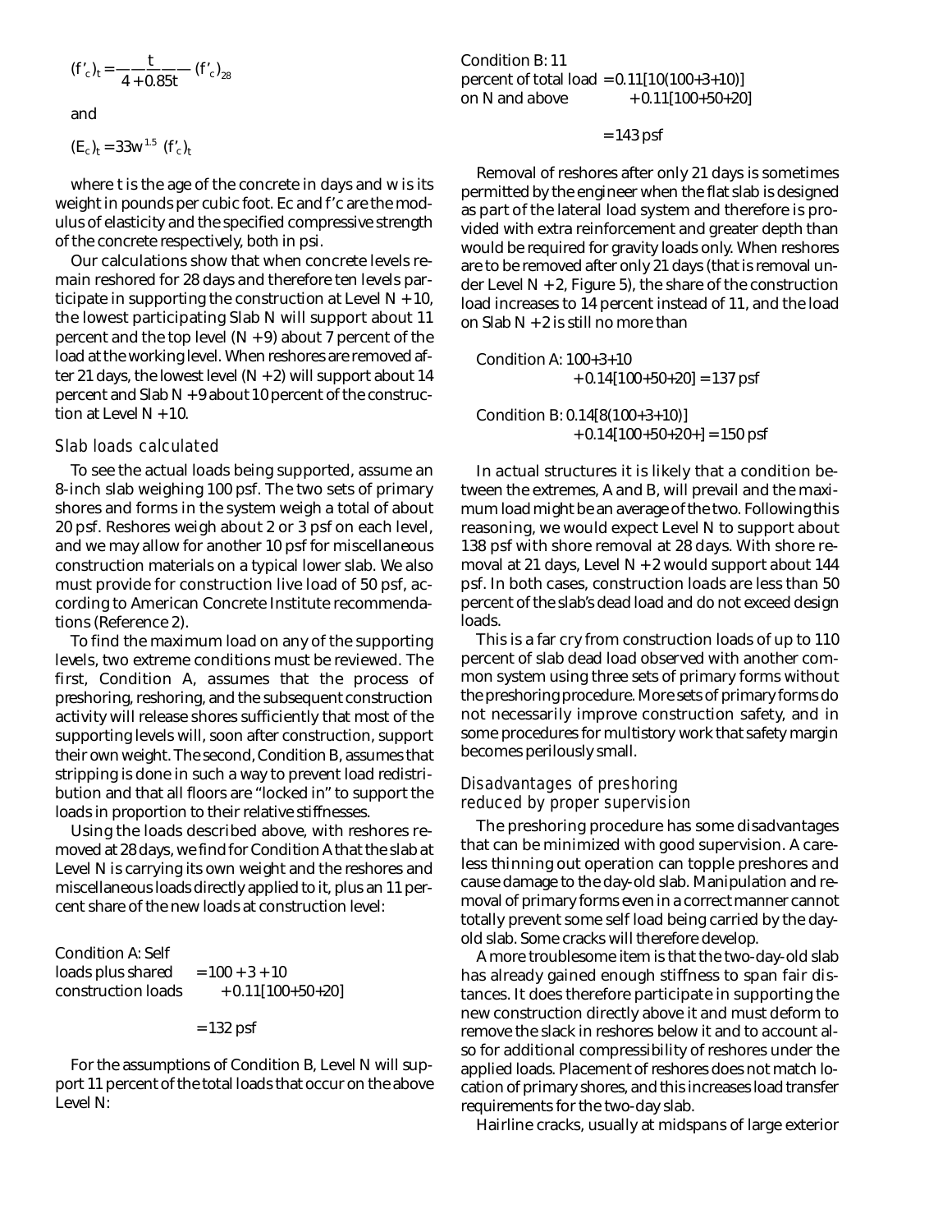$$(f'_c)_t = \frac{t}{4 + 0.85t} (f'_c)_{28}$$

and

$$(E_c)_t = 33w^{1.5} \sqrt{(f'_c)_t}$$

where t is the age of the concrete in days and w is its weight in pounds per cubic foot. Ec and f'c are the modulus of elasticity and the specified compressive strength of the concrete respectively, both in psi.

Our calculations show that when concrete levels remain reshored for 28 days and therefore ten levels participate in supporting the construction at Level N + 10, the lowest participating Slab N will support about 11 percent and the top level (N + 9) about 7 percent of the load at the working level. When reshores are removed after 21 days, the lowest level (N + 2) will support about 14 percent and Slab N + 9 about 10 percent of the construction at Level N + 10.

### Slab loads calculated

To see the actual loads being supported, assume an 8-inch slab weighing 100 psf. The two sets of primary shores and forms in the system weigh a total of about 20 psf. Reshores weigh about 2 or 3 psf on each level, and we may allow for another 10 psf for miscellaneous construction materials on a typical lower slab. We also must provide for construction live load of 50 psf, according to American Concrete Institute recommendations (Reference 2).

To find the maximum load on any of the supporting levels, two extreme conditions must be reviewed. The first, Condition A, assumes that the process of preshoring, reshoring, and the subsequent construction activity will release shores sufficiently that most of the supporting levels will, soon after construction, support their own weight. The second, Condition B, assumes that stripping is done in such a way to prevent load redistribution and that all floors are "locked in" to support the loads in proportion to their relative stiffnesses.

Using the loads described above, with reshores removed at 28 days, we find for Condition A that the slab at Level N is carrying its own weight and the reshores and miscellaneous loads directly applied to it, plus an 11 percent share of the new loads at construction level:

Condition A: Self loads plus shared construction loads = 100 + 3 + 10 + 0.11[100+50+20]

= 132 psf

For the assumptions of Condition B, Level N will support 11 percent of the total loads that occur on the above Level N:

Condition B: 11 percent of total load on N and above = 0.11[10(100+3+10)] + 0.11[100+50+20]

= 143 psf

Removal of reshores after only 21 days is sometimes permitted by the engineer when the flat slab is designed as part of the lateral load system and therefore is provided with extra reinforcement and greater depth than would be required for gravity loads only. When reshores are to be removed after only 21 days (that is removal under Level N + 2, Figure 5), the share of the construction load increases to 14 percent instead of 11, and the load on Slab N + 2 is still no more than

Condition A: 100+3+10 + 0.14[100+50+20] = 137 psf

Condition B: 0.14[8(100+3+10)] + 0.14[100+50+20+] = 150 psf

In actual structures it is likely that a condition between the extremes, A and B, will prevail and the maximum load might be an average of the two. Following this reasoning, we would expect Level N to support about 138 psf with shore removal at 28 days. With shore removal at 21 days, Level N + 2 would support about 144 psf. In both cases, construction loads are less than 50 percent of the slab's dead load and do not exceed design loads.

This is a far cry from construction loads of up to 110 percent of slab dead load observed with another common system using three sets of primary forms without the preshoring procedure. More sets of primary forms do not necessarily improve construction safety, and in some procedures for multistory work that safety margin becomes perilously small.

### Disadvantages of preshoring reduced by proper supervision

The preshoring procedure has some disadvantages that can be minimized with good supervision. A careless thinning out operation can topple preshores and cause damage to the day-old slab. Manipulation and removal of primary forms even in a correct manner cannot totally prevent some self load being carried by the day-old slab. Some cracks will therefore develop.

A more troublesome item is that the two-day-old slab has already gained enough stiffness to span fair distances. It does therefore participate in supporting the new construction directly above it and must deform to remove the slack in reshores below it and to account also for additional compressibility of reshores under the applied loads. Placement of reshores does not match location of primary shores, and this increases load transfer requirements for the two-day slab.

Hairline cracks, usually at midspans of large exterior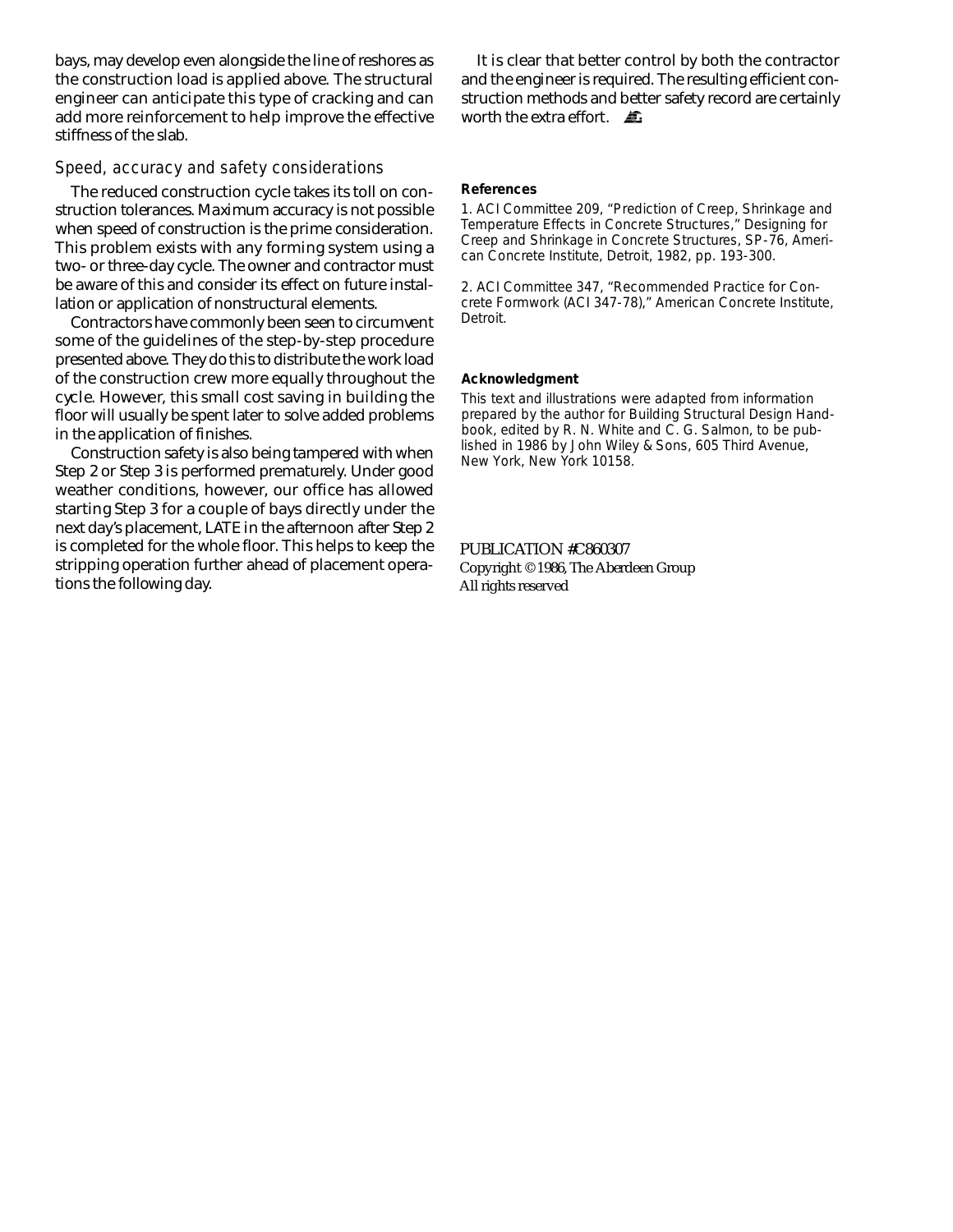bays, may develop even alongside the line of reshores as the construction load is applied above. The structural engineer can anticipate this type of cracking and can add more reinforcement to help improve the effective stiffness of the slab.

### Speed, accuracy and safety considerations

The reduced construction cycle takes its toll on construction tolerances. Maximum accuracy is not possible when speed of construction is the prime consideration. This problem exists with any forming system using a two- or three-day cycle. The owner and contractor must be aware of this and consider its effect on future installation or application of nonstructural elements.

Contractors have commonly been seen to circumvent some of the guidelines of the step-by-step procedure presented above. They do this to distribute the work load of the construction crew more equally throughout the cycle. However, this small cost saving in building the floor will usually be spent later to solve added problems in the application of finishes.

Construction safety is also being tampered with when Step 2 or Step 3 is performed prematurely. Under good weather conditions, however, our office has allowed starting Step 3 for a couple of bays directly under the next day's placement, LATE in the afternoon after Step 2 is completed for the whole floor. This helps to keep the stripping operation further ahead of placement operations the following day.

It is clear that better control by both the contractor and the engineer is required. The resulting efficient construction methods and better safety record are certainly worth the extra effort.

**References**

1. ACI Committee 209, "Prediction of Creep, Shrinkage and Temperature Effects in Concrete Structures," Designing for Creep and Shrinkage in Concrete Structures, SP-76, American Concrete Institute, Detroit, 1982, pp. 193-300.

2. ACI Committee 347, "Recommended Practice for Concrete Formwork (ACI 347-78)," American Concrete Institute, Detroit.

**Acknowledgment**

This text and illustrations were adapted from information prepared by the author for Building Structural Design Handbook, edited by R. N. White and C. G. Salmon, to be published in 1986 by John Wiley & Sons, 605 Third Avenue, New York, New York 10158.

PUBLICATION #C860307
Copyright © 1986, The Aberdeen Group
All rights reserved